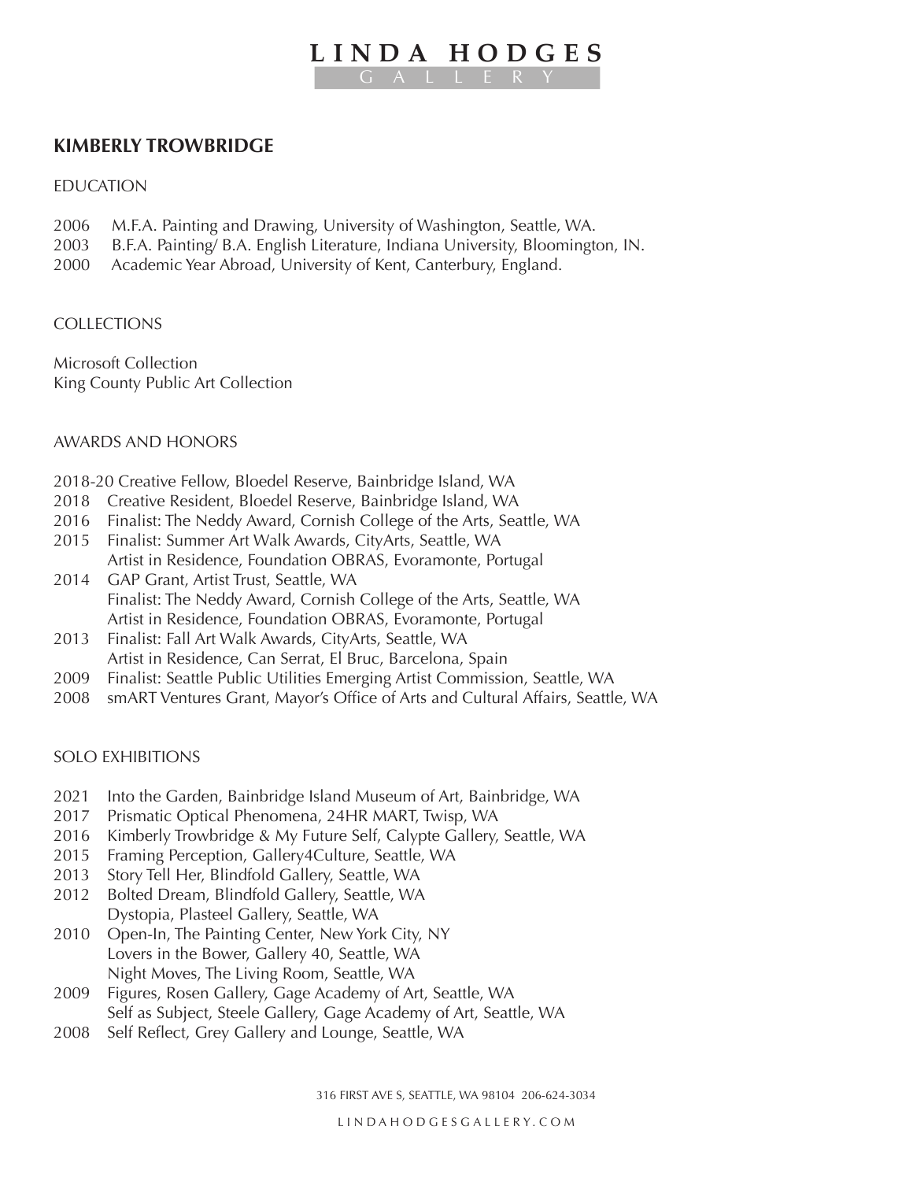# LINDA HODGES GALLERY

## KIMBERLY TROWBRIDGE

### EDUCATION

2006 M.F.A. Painting and Drawing, University of Washington, Seattle, WA.
2003 B.F.A. Painting/ B.A. English Literature, Indiana University, Bloomington, IN.
2000 Academic Year Abroad, University of Kent, Canterbury, England.

### COLLECTIONS

Microsoft Collection
King County Public Art Collection

### AWARDS AND HONORS

2018-20 Creative Fellow, Bloedel Reserve, Bainbridge Island, WA
2018 Creative Resident, Bloedel Reserve, Bainbridge Island, WA
2016 Finalist: The Neddy Award, Cornish College of the Arts, Seattle, WA
2015 Finalist: Summer Art Walk Awards, CityArts, Seattle, WA
Artist in Residence, Foundation OBRAS, Evoramonte, Portugal
2014 GAP Grant, Artist Trust, Seattle, WA
Finalist: The Neddy Award, Cornish College of the Arts, Seattle, WA
Artist in Residence, Foundation OBRAS, Evoramonte, Portugal
2013 Finalist: Fall Art Walk Awards, CityArts, Seattle, WA
Artist in Residence, Can Serrat, El Bruc, Barcelona, Spain
2009 Finalist: Seattle Public Utilities Emerging Artist Commission, Seattle, WA
2008 smART Ventures Grant, Mayor's Office of Arts and Cultural Affairs, Seattle, WA

### SOLO EXHIBITIONS

2021 Into the Garden, Bainbridge Island Museum of Art, Bainbridge, WA
2017 Prismatic Optical Phenomena, 24HR MART, Twisp, WA
2016 Kimberly Trowbridge & My Future Self, Calypte Gallery, Seattle, WA
2015 Framing Perception, Gallery4Culture, Seattle, WA
2013 Story Tell Her, Blindfold Gallery, Seattle, WA
2012 Bolted Dream, Blindfold Gallery, Seattle, WA
Dystopia, Plasteel Gallery, Seattle, WA
2010 Open-In, The Painting Center, New York City, NY
Lovers in the Bower, Gallery 40, Seattle, WA
Night Moves, The Living Room, Seattle, WA
2009 Figures, Rosen Gallery, Gage Academy of Art, Seattle, WA
Self as Subject, Steele Gallery, Gage Academy of Art, Seattle, WA
2008 Self Reflect, Grey Gallery and Lounge, Seattle, WA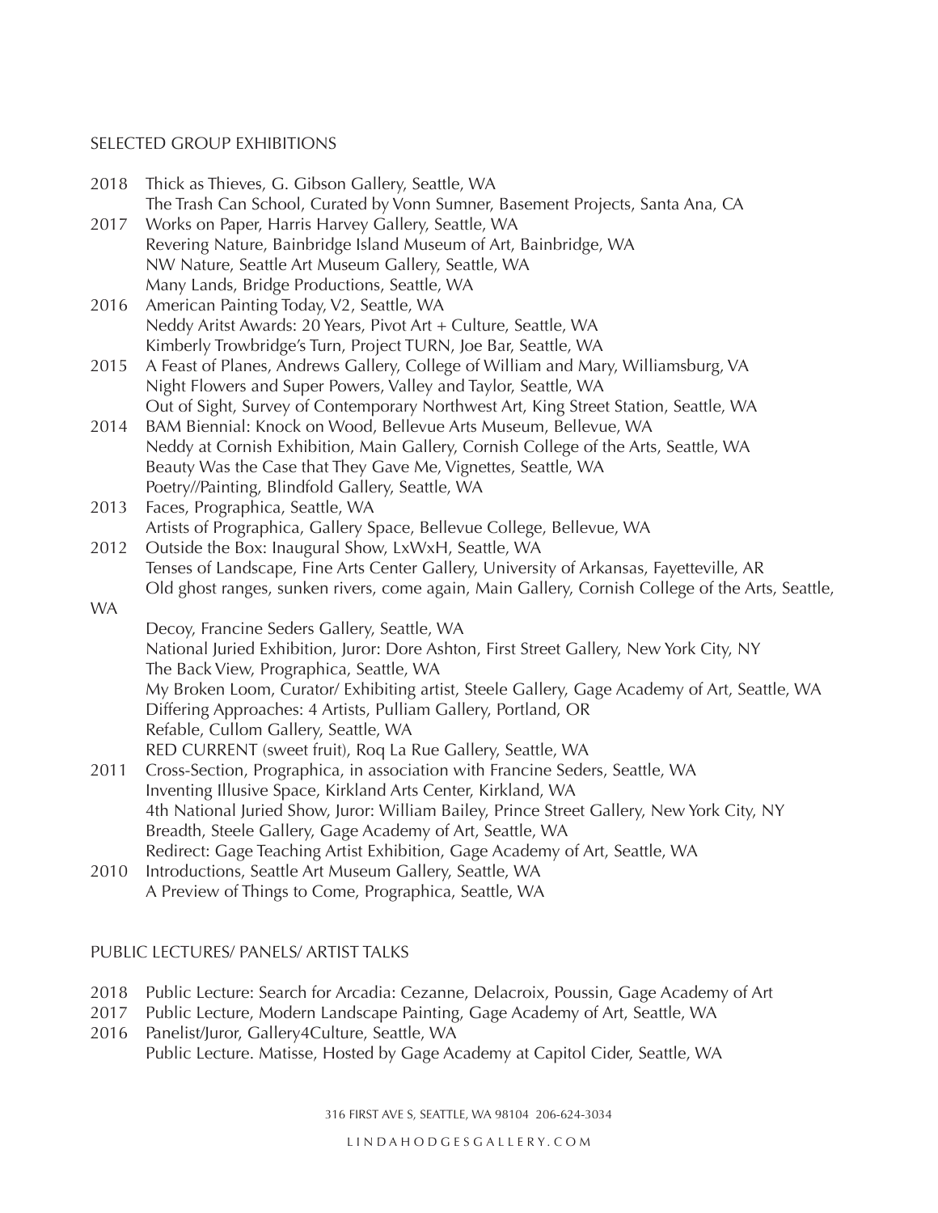## SELECTED GROUP EXHIBITIONS

2018 Thick as Thieves, G. Gibson Gallery, Seattle, WA
The Trash Can School, Curated by Vonn Sumner, Basement Projects, Santa Ana, CA

2017 Works on Paper, Harris Harvey Gallery, Seattle, WA
Revering Nature, Bainbridge Island Museum of Art, Bainbridge, WA
NW Nature, Seattle Art Museum Gallery, Seattle, WA
Many Lands, Bridge Productions, Seattle, WA

2016 American Painting Today, V2, Seattle, WA
Neddy Aritst Awards: 20 Years, Pivot Art + Culture, Seattle, WA
Kimberly Trowbridge's Turn, Project TURN, Joe Bar, Seattle, WA

2015 A Feast of Planes, Andrews Gallery, College of William and Mary, Williamsburg, VA
Night Flowers and Super Powers, Valley and Taylor, Seattle, WA
Out of Sight, Survey of Contemporary Northwest Art, King Street Station, Seattle, WA

2014 BAM Biennial: Knock on Wood, Bellevue Arts Museum, Bellevue, WA
Neddy at Cornish Exhibition, Main Gallery, Cornish College of the Arts, Seattle, WA
Beauty Was the Case that They Gave Me, Vignettes, Seattle, WA
Poetry//Painting, Blindfold Gallery, Seattle, WA

2013 Faces, Prographica, Seattle, WA
Artists of Prographica, Gallery Space, Bellevue College, Bellevue, WA

2012 Outside the Box: Inaugural Show, LxWxH, Seattle, WA
Tenses of Landscape, Fine Arts Center Gallery, University of Arkansas, Fayetteville, AR
Old ghost ranges, sunken rivers, come again, Main Gallery, Cornish College of the Arts, Seattle, WA
Decoy, Francine Seders Gallery, Seattle, WA
National Juried Exhibition, Juror: Dore Ashton, First Street Gallery, New York City, NY
The Back View, Prographica, Seattle, WA
My Broken Loom, Curator/ Exhibiting artist, Steele Gallery, Gage Academy of Art, Seattle, WA
Differing Approaches: 4 Artists, Pulliam Gallery, Portland, OR
Refable, Cullom Gallery, Seattle, WA
RED CURRENT (sweet fruit), Roq La Rue Gallery, Seattle, WA

2011 Cross-Section, Prographica, in association with Francine Seders, Seattle, WA
Inventing Illusive Space, Kirkland Arts Center, Kirkland, WA
4th National Juried Show, Juror: William Bailey, Prince Street Gallery, New York City, NY
Breadth, Steele Gallery, Gage Academy of Art, Seattle, WA
Redirect: Gage Teaching Artist Exhibition, Gage Academy of Art, Seattle, WA

2010 Introductions, Seattle Art Museum Gallery, Seattle, WA
A Preview of Things to Come, Prographica, Seattle, WA

## PUBLIC LECTURES/ PANELS/ ARTIST TALKS

2018 Public Lecture: Search for Arcadia: Cezanne, Delacroix, Poussin, Gage Academy of Art

2017 Public Lecture, Modern Landscape Painting, Gage Academy of Art, Seattle, WA

2016 Panelist/Juror, Gallery4Culture, Seattle, WA
Public Lecture. Matisse, Hosted by Gage Academy at Capitol Cider, Seattle, WA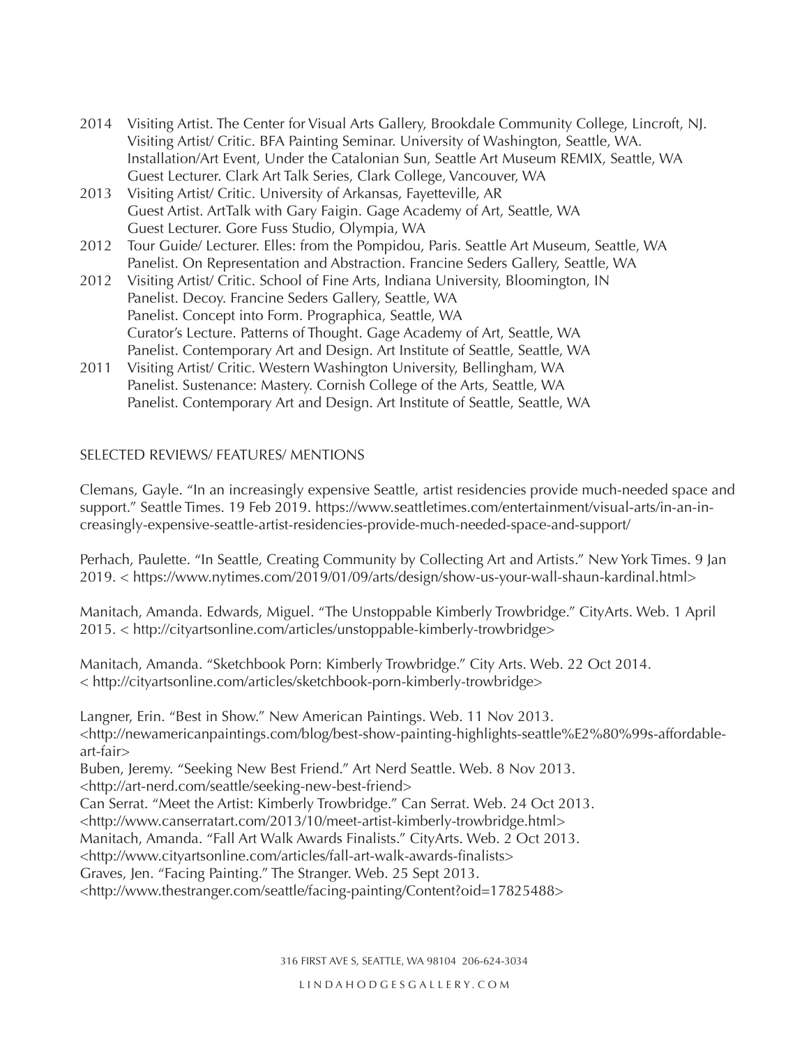2014 Visiting Artist. The Center for Visual Arts Gallery, Brookdale Community College, Lincroft, NJ.
Visiting Artist/ Critic. BFA Painting Seminar. University of Washington, Seattle, WA.
Installation/Art Event, Under the Catalonian Sun, Seattle Art Museum REMIX, Seattle, WA
Guest Lecturer. Clark Art Talk Series, Clark College, Vancouver, WA

2013 Visiting Artist/ Critic. University of Arkansas, Fayetteville, AR
Guest Artist. ArtTalk with Gary Faigin. Gage Academy of Art, Seattle, WA
Guest Lecturer. Gore Fuss Studio, Olympia, WA

2012 Tour Guide/ Lecturer. Elles: from the Pompidou, Paris. Seattle Art Museum, Seattle, WA
Panelist. On Representation and Abstraction. Francine Seders Gallery, Seattle, WA

2012 Visiting Artist/ Critic. School of Fine Arts, Indiana University, Bloomington, IN
Panelist. Decoy. Francine Seders Gallery, Seattle, WA
Panelist. Concept into Form. Prographica, Seattle, WA
Curator's Lecture. Patterns of Thought. Gage Academy of Art, Seattle, WA
Panelist. Contemporary Art and Design. Art Institute of Seattle, Seattle, WA

2011 Visiting Artist/ Critic. Western Washington University, Bellingham, WA
Panelist. Sustenance: Mastery. Cornish College of the Arts, Seattle, WA
Panelist. Contemporary Art and Design. Art Institute of Seattle, Seattle, WA

## SELECTED REVIEWS/ FEATURES/ MENTIONS

Clemans, Gayle. "In an increasingly expensive Seattle, artist residencies provide much-needed space and support." Seattle Times. 19 Feb 2019. https://www.seattletimes.com/entertainment/visual-arts/in-an-increasingly-expensive-seattle-artist-residencies-provide-much-needed-space-and-support/

Perhach, Paulette. "In Seattle, Creating Community by Collecting Art and Artists." New York Times. 9 Jan 2019. < https://www.nytimes.com/2019/01/09/arts/design/show-us-your-wall-shaun-kardinal.html>

Manitach, Amanda. Edwards, Miguel. "The Unstoppable Kimberly Trowbridge." CityArts. Web. 1 April 2015. < http://cityartsonline.com/articles/unstoppable-kimberly-trowbridge>

Manitach, Amanda. "Sketchbook Porn: Kimberly Trowbridge." City Arts. Web. 22 Oct 2014. < http://cityartsonline.com/articles/sketchbook-porn-kimberly-trowbridge>

Langner, Erin. "Best in Show." New American Paintings. Web. 11 Nov 2013. <http://newamericanpaintings.com/blog/best-show-painting-highlights-seattle%E2%80%99s-affordable-art-fair>
Buben, Jeremy. "Seeking New Best Friend." Art Nerd Seattle. Web. 8 Nov 2013. <http://art-nerd.com/seattle/seeking-new-best-friend>
Can Serrat. "Meet the Artist: Kimberly Trowbridge." Can Serrat. Web. 24 Oct 2013. <http://www.canserratart.com/2013/10/meet-artist-kimberly-trowbridge.html>
Manitach, Amanda. "Fall Art Walk Awards Finalists." CityArts. Web. 2 Oct 2013. <http://www.cityartsonline.com/articles/fall-art-walk-awards-finalists>
Graves, Jen. "Facing Painting." The Stranger. Web. 25 Sept 2013. <http://www.thestranger.com/seattle/facing-painting/Content?oid=17825488>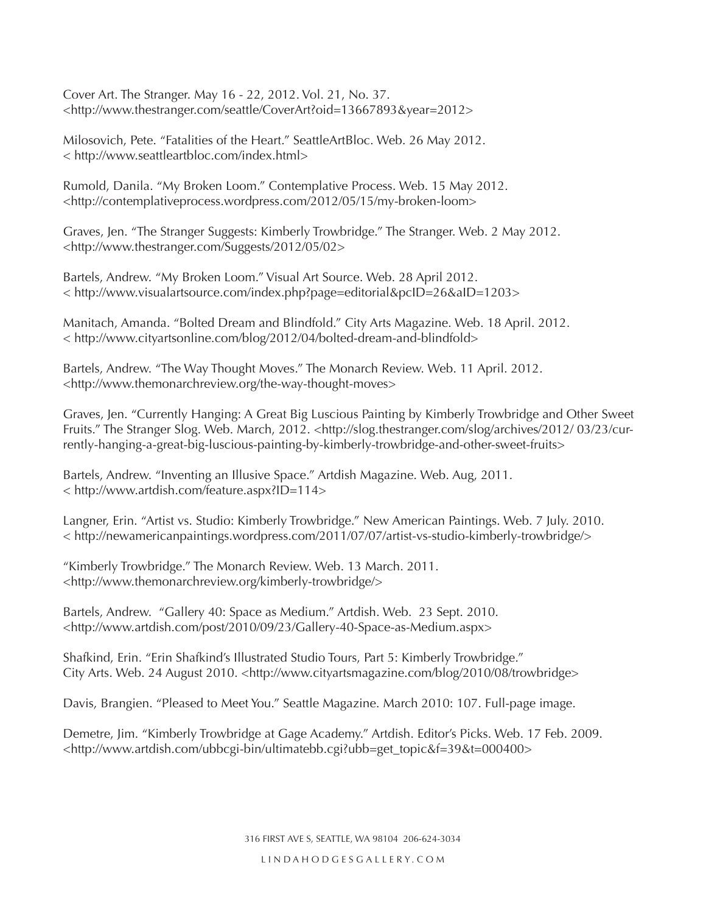Cover Art. The Stranger. May 16 - 22, 2012. Vol. 21, No. 37.
<http://www.thestranger.com/seattle/CoverArt?oid=13667893&year=2012>

Milosovich, Pete. "Fatalities of the Heart." SeattleArtBloc. Web. 26 May 2012.
< http://www.seattleartbloc.com/index.html>

Rumold, Danila. "My Broken Loom." Contemplative Process. Web. 15 May 2012.
<http://contemplativeprocess.wordpress.com/2012/05/15/my-broken-loom>

Graves, Jen. "The Stranger Suggests: Kimberly Trowbridge." The Stranger. Web. 2 May 2012.
<http://www.thestranger.com/Suggests/2012/05/02>

Bartels, Andrew. "My Broken Loom." Visual Art Source. Web. 28 April 2012.
< http://www.visualartsource.com/index.php?page=editorial&pcID=26&aID=1203>

Manitach, Amanda. "Bolted Dream and Blindfold." City Arts Magazine. Web. 18 April. 2012.
< http://www.cityartsonline.com/blog/2012/04/bolted-dream-and-blindfold>

Bartels, Andrew. "The Way Thought Moves." The Monarch Review. Web. 11 April. 2012.
<http://www.themonarchreview.org/the-way-thought-moves>

Graves, Jen. "Currently Hanging: A Great Big Luscious Painting by Kimberly Trowbridge and Other Sweet Fruits." The Stranger Slog. Web. March, 2012. <http://slog.thestranger.com/slog/archives/2012/ 03/23/currently-hanging-a-great-big-luscious-painting-by-kimberly-trowbridge-and-other-sweet-fruits>

Bartels, Andrew. "Inventing an Illusive Space." Artdish Magazine. Web. Aug, 2011.
< http://www.artdish.com/feature.aspx?ID=114>

Langner, Erin. "Artist vs. Studio: Kimberly Trowbridge." New American Paintings. Web. 7 July. 2010.
< http://newamericanpaintings.wordpress.com/2011/07/07/artist-vs-studio-kimberly-trowbridge/>

"Kimberly Trowbridge." The Monarch Review. Web. 13 March. 2011.
<http://www.themonarchreview.org/kimberly-trowbridge/>

Bartels, Andrew. "Gallery 40: Space as Medium." Artdish. Web. 23 Sept. 2010.
<http://www.artdish.com/post/2010/09/23/Gallery-40-Space-as-Medium.aspx>

Shafkind, Erin. "Erin Shafkind's Illustrated Studio Tours, Part 5: Kimberly Trowbridge."
City Arts. Web. 24 August 2010. <http://www.cityartsmagazine.com/blog/2010/08/trowbridge>

Davis, Brangien. "Pleased to Meet You." Seattle Magazine. March 2010: 107. Full-page image.

Demetre, Jim. "Kimberly Trowbridge at Gage Academy." Artdish. Editor's Picks. Web. 17 Feb. 2009.
<http://www.artdish.com/ubbcgi-bin/ultimatebb.cgi?ubb=get_topic&f=39&t=000400>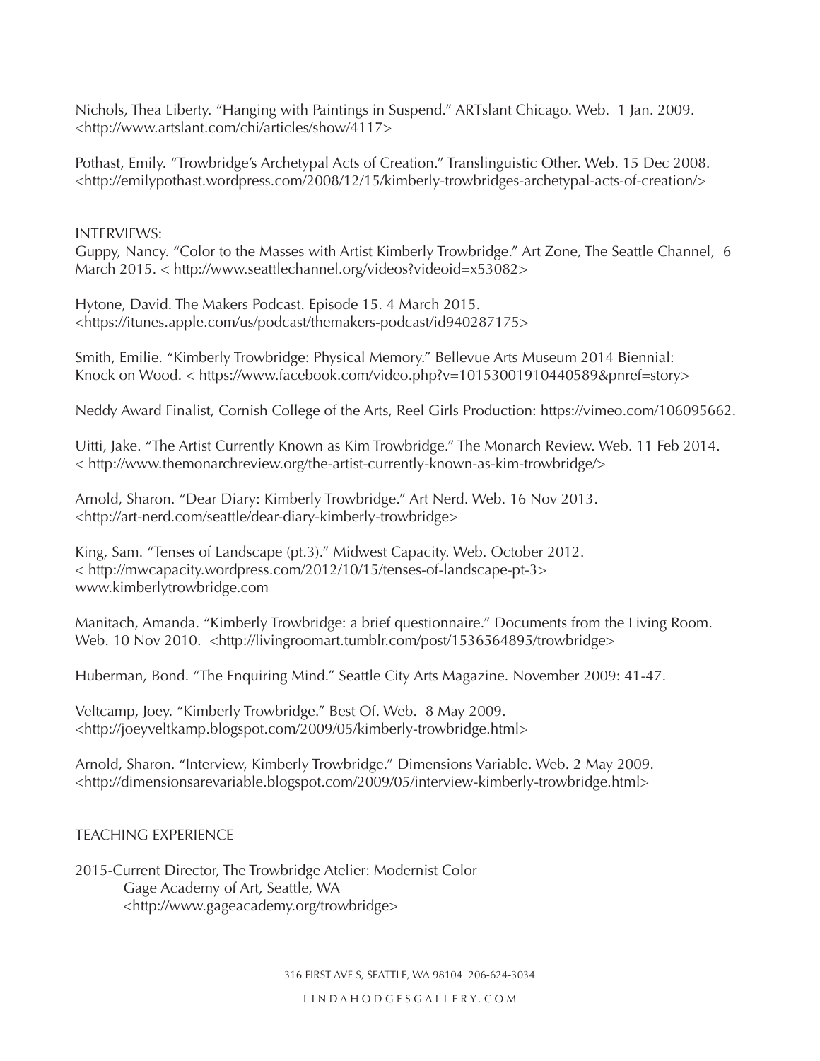Nichols, Thea Liberty. "Hanging with Paintings in Suspend." ARTslant Chicago. Web. 1 Jan. 2009. <http://www.artslant.com/chi/articles/show/4117>

Pothast, Emily. "Trowbridge's Archetypal Acts of Creation." Translinguistic Other. Web. 15 Dec 2008. <http://emilypothast.wordpress.com/2008/12/15/kimberly-trowbridges-archetypal-acts-of-creation/>

INTERVIEWS:

Guppy, Nancy. "Color to the Masses with Artist Kimberly Trowbridge." Art Zone, The Seattle Channel, 6 March 2015. < http://www.seattlechannel.org/videos?videoid=x53082>

Hytone, David. The Makers Podcast. Episode 15. 4 March 2015. <https://itunes.apple.com/us/podcast/themakers-podcast/id940287175>

Smith, Emilie. "Kimberly Trowbridge: Physical Memory." Bellevue Arts Museum 2014 Biennial: Knock on Wood. < https://www.facebook.com/video.php?v=10153001910440589&pnref=story>

Neddy Award Finalist, Cornish College of the Arts, Reel Girls Production: https://vimeo.com/106095662.

Uitti, Jake. "The Artist Currently Known as Kim Trowbridge." The Monarch Review. Web. 11 Feb 2014. < http://www.themonarchreview.org/the-artist-currently-known-as-kim-trowbridge/>

Arnold, Sharon. "Dear Diary: Kimberly Trowbridge." Art Nerd. Web. 16 Nov 2013. <http://art-nerd.com/seattle/dear-diary-kimberly-trowbridge>

King, Sam. "Tenses of Landscape (pt.3)." Midwest Capacity. Web. October 2012. < http://mwcapacity.wordpress.com/2012/10/15/tenses-of-landscape-pt-3> www.kimberlytrowbridge.com

Manitach, Amanda. "Kimberly Trowbridge: a brief questionnaire." Documents from the Living Room. Web. 10 Nov 2010. <http://livingroomart.tumblr.com/post/1536564895/trowbridge>

Huberman, Bond. "The Enquiring Mind." Seattle City Arts Magazine. November 2009: 41-47.

Veltcamp, Joey. "Kimberly Trowbridge." Best Of. Web. 8 May 2009. <http://joeyveltkamp.blogspot.com/2009/05/kimberly-trowbridge.html>

Arnold, Sharon. "Interview, Kimberly Trowbridge." Dimensions Variable. Web. 2 May 2009. <http://dimensionsarevariable.blogspot.com/2009/05/interview-kimberly-trowbridge.html>

TEACHING EXPERIENCE

2015-Current Director, The Trowbridge Atelier: Modernist Color
Gage Academy of Art, Seattle, WA
<http://www.gageacademy.org/trowbridge>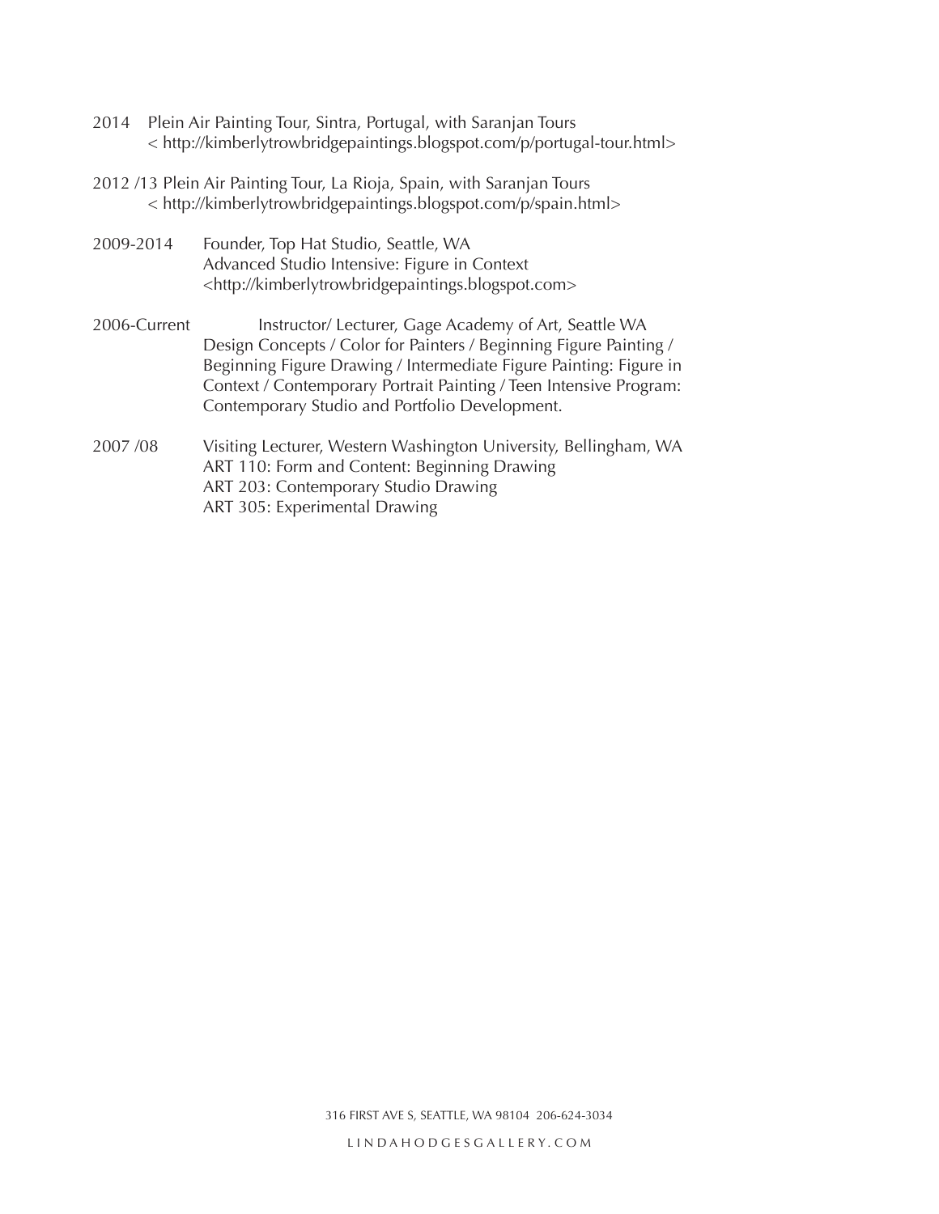2014 Plein Air Painting Tour, Sintra, Portugal, with Saranjan Tours
< http://kimberlytrowbridgepaintings.blogspot.com/p/portugal-tour.html>

2012 /13 Plein Air Painting Tour, La Rioja, Spain, with Saranjan Tours
< http://kimberlytrowbridgepaintings.blogspot.com/p/spain.html>

2009-2014 Founder, Top Hat Studio, Seattle, WA
Advanced Studio Intensive: Figure in Context
<http://kimberlytrowbridgepaintings.blogspot.com>

2006-Current Instructor/ Lecturer, Gage Academy of Art, Seattle WA
Design Concepts / Color for Painters / Beginning Figure Painting / Beginning Figure Drawing / Intermediate Figure Painting: Figure in Context / Contemporary Portrait Painting / Teen Intensive Program: Contemporary Studio and Portfolio Development.

2007 /08 Visiting Lecturer, Western Washington University, Bellingham, WA
ART 110: Form and Content: Beginning Drawing
ART 203: Contemporary Studio Drawing
ART 305: Experimental Drawing